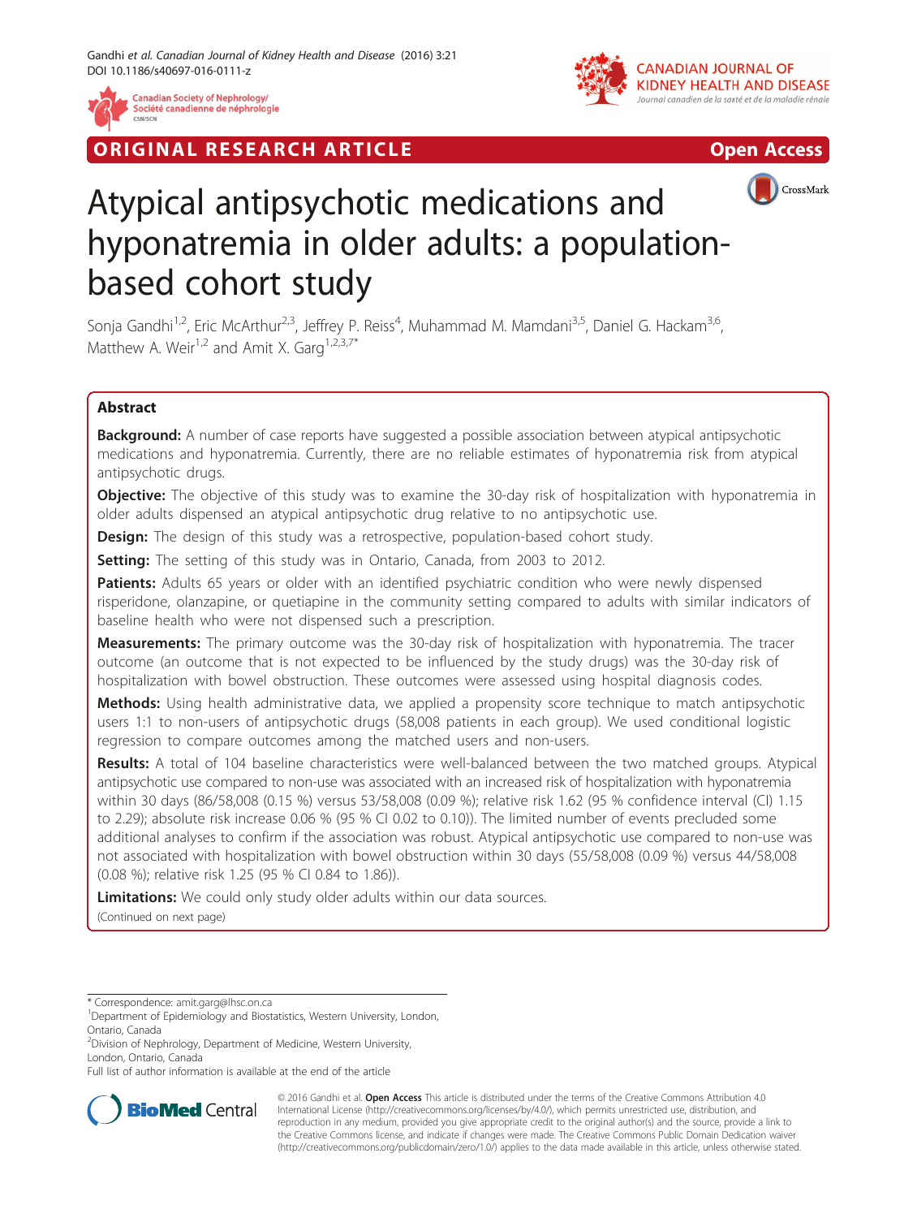ORIGINAL RESEARCH ARTICLE

Open Access

# Atypical antipsychotic medications and hyponatremia in older adults: a population-based cohort study

Sonja Gandhi[1,2], Eric McArthur[2,3], Jeffrey P. Reiss[4], Muhammad M. Mamdani[3,5], Daniel G. Hackam[3,6], Matthew A. Weir[1,2] and Amit X. Garg[1,2,3,7*]

## Abstract

**Background:** A number of case reports have suggested a possible association between atypical antipsychotic medications and hyponatremia. Currently, there are no reliable estimates of hyponatremia risk from atypical antipsychotic drugs.

**Objective:** The objective of this study was to examine the 30-day risk of hospitalization with hyponatremia in older adults dispensed an atypical antipsychotic drug relative to no antipsychotic use.

**Design:** The design of this study was a retrospective, population-based cohort study.

**Setting:** The setting of this study was in Ontario, Canada, from 2003 to 2012.

**Patients:** Adults 65 years or older with an identified psychiatric condition who were newly dispensed risperidone, olanzapine, or quetiapine in the community setting compared to adults with similar indicators of baseline health who were not dispensed such a prescription.

**Measurements:** The primary outcome was the 30-day risk of hospitalization with hyponatremia. The tracer outcome (an outcome that is not expected to be influenced by the study drugs) was the 30-day risk of hospitalization with bowel obstruction. These outcomes were assessed using hospital diagnosis codes.

**Methods:** Using health administrative data, we applied a propensity score technique to match antipsychotic users 1:1 to non-users of antipsychotic drugs (58,008 patients in each group). We used conditional logistic regression to compare outcomes among the matched users and non-users.

**Results:** A total of 104 baseline characteristics were well-balanced between the two matched groups. Atypical antipsychotic use compared to non-use was associated with an increased risk of hospitalization with hyponatremia within 30 days (86/58,008 (0.15 %) versus 53/58,008 (0.09 %); relative risk 1.62 (95 % confidence interval (CI) 1.15 to 2.29); absolute risk increase 0.06 % (95 % CI 0.02 to 0.10)). The limited number of events precluded some additional analyses to confirm if the association was robust. Atypical antipsychotic use compared to non-use was not associated with hospitalization with bowel obstruction within 30 days (55/58,008 (0.09 %) versus 44/58,008 (0.08 %); relative risk 1.25 (95 % CI 0.84 to 1.86)).

**Limitations:** We could only study older adults within our data sources.

(Continued on next page)

---

\* Correspondence: amit.garg@lhsc.on.ca

[1]Department of Epidemiology and Biostatistics, Western University, London, Ontario, Canada

[2]Division of Nephrology, Department of Medicine, Western University, London, Ontario, Canada

Full list of author information is available at the end of the article

© 2016 Gandhi et al. **Open Access** This article is distributed under the terms of the Creative Commons Attribution 4.0 International License (http://creativecommons.org/licenses/by/4.0/), which permits unrestricted use, distribution, and reproduction in any medium, provided you give appropriate credit to the original author(s) and the source, provide a link to the Creative Commons license, and indicate if changes were made. The Creative Commons Public Domain Dedication waiver (http://creativecommons.org/publicdomain/zero/1.0/) applies to the data made available in this article, unless otherwise stated.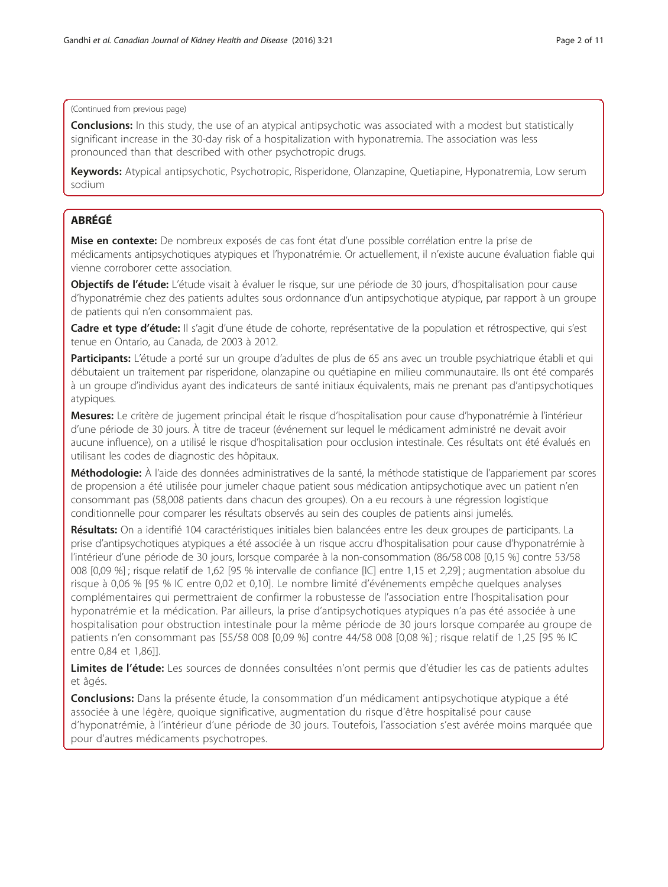(Continued from previous page)

**Conclusions:** In this study, the use of an atypical antipsychotic was associated with a modest but statistically significant increase in the 30-day risk of a hospitalization with hyponatremia. The association was less pronounced than that described with other psychotropic drugs.

**Keywords:** Atypical antipsychotic, Psychotropic, Risperidone, Olanzapine, Quetiapine, Hyponatremia, Low serum sodium

## ABRÉGÉ

**Mise en contexte:** De nombreux exposés de cas font état d'une possible corrélation entre la prise de médicaments antipsychotiques atypiques et l'hyponatrémie. Or actuellement, il n'existe aucune évaluation fiable qui vienne corroborer cette association.

**Objectifs de l'étude:** L'étude visait à évaluer le risque, sur une période de 30 jours, d'hospitalisation pour cause d'hyponatrémie chez des patients adultes sous ordonnance d'un antipsychotique atypique, par rapport à un groupe de patients qui n'en consommaient pas.

**Cadre et type d'étude:** Il s'agit d'une étude de cohorte, représentative de la population et rétrospective, qui s'est tenue en Ontario, au Canada, de 2003 à 2012.

**Participants:** L'étude a porté sur un groupe d'adultes de plus de 65 ans avec un trouble psychiatrique établi et qui débutaient un traitement par risperidone, olanzapine ou quétiapine en milieu communautaire. Ils ont été comparés à un groupe d'individus ayant des indicateurs de santé initiaux équivalents, mais ne prenant pas d'antipsychotiques atypiques.

**Mesures:** Le critère de jugement principal était le risque d'hospitalisation pour cause d'hyponatrémie à l'intérieur d'une période de 30 jours. À titre de traceur (événement sur lequel le médicament administré ne devait avoir aucune influence), on a utilisé le risque d'hospitalisation pour occlusion intestinale. Ces résultats ont été évalués en utilisant les codes de diagnostic des hôpitaux.

**Méthodologie:** À l'aide des données administratives de la santé, la méthode statistique de l'appariement par scores de propension a été utilisée pour jumeler chaque patient sous médication antipsychotique avec un patient n'en consommant pas (58,008 patients dans chacun des groupes). On a eu recours à une régression logistique conditionnelle pour comparer les résultats observés au sein des couples de patients ainsi jumelés.

**Résultats:** On a identifié 104 caractéristiques initiales bien balancées entre les deux groupes de participants. La prise d'antipsychotiques atypiques a été associée à un risque accru d'hospitalisation pour cause d'hyponatrémie à l'intérieur d'une période de 30 jours, lorsque comparée à la non-consommation (86/58 008 [0,15 %] contre 53/58 008 [0,09 %] ; risque relatif de 1,62 [95 % intervalle de confiance [IC] entre 1,15 et 2,29] ; augmentation absolue du risque à 0,06 % [95 % IC entre 0,02 et 0,10]. Le nombre limité d'événements empêche quelques analyses complémentaires qui permettraient de confirmer la robustesse de l'association entre l'hospitalisation pour hyponatrémie et la médication. Par ailleurs, la prise d'antipsychotiques atypiques n'a pas été associée à une hospitalisation pour obstruction intestinale pour la même période de 30 jours lorsque comparée au groupe de patients n'en consommant pas [55/58 008 [0,09 %] contre 44/58 008 [0,08 %] ; risque relatif de 1,25 [95 % IC entre 0,84 et 1,86]].

**Limites de l'étude:** Les sources de données consultées n'ont permis que d'étudier les cas de patients adultes et âgés.

**Conclusions:** Dans la présente étude, la consommation d'un médicament antipsychotique atypique a été associée à une légère, quoique significative, augmentation du risque d'être hospitalisé pour cause d'hyponatrémie, à l'intérieur d'une période de 30 jours. Toutefois, l'association s'est avérée moins marquée que pour d'autres médicaments psychotropes.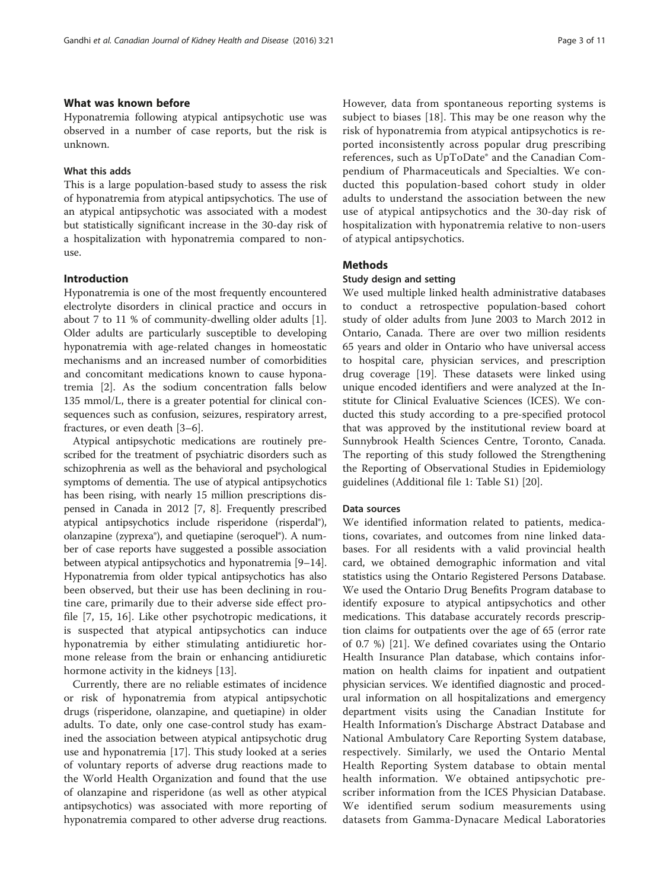## What was known before

Hyponatremia following atypical antipsychotic use was observed in a number of case reports, but the risk is unknown.

### What this adds

This is a large population-based study to assess the risk of hyponatremia from atypical antipsychotics. The use of an atypical antipsychotic was associated with a modest but statistically significant increase in the 30-day risk of a hospitalization with hyponatremia compared to non-use.

## Introduction

Hyponatremia is one of the most frequently encountered electrolyte disorders in clinical practice and occurs in about 7 to 11 % of community-dwelling older adults [1]. Older adults are particularly susceptible to developing hyponatremia with age-related changes in homeostatic mechanisms and an increased number of comorbidities and concomitant medications known to cause hyponatremia [2]. As the sodium concentration falls below 135 mmol/L, there is a greater potential for clinical consequences such as confusion, seizures, respiratory arrest, fractures, or even death [3–6].

Atypical antipsychotic medications are routinely prescribed for the treatment of psychiatric disorders such as schizophrenia as well as the behavioral and psychological symptoms of dementia. The use of atypical antipsychotics has been rising, with nearly 15 million prescriptions dispensed in Canada in 2012 [7, 8]. Frequently prescribed atypical antipsychotics include risperidone (risperdal®), olanzapine (zyprexa®), and quetiapine (seroquel®). A number of case reports have suggested a possible association between atypical antipsychotics and hyponatremia [9–14]. Hyponatremia from older typical antipsychotics has also been observed, but their use has been declining in routine care, primarily due to their adverse side effect profile [7, 15, 16]. Like other psychotropic medications, it is suspected that atypical antipsychotics can induce hyponatremia by either stimulating antidiuretic hormone release from the brain or enhancing antidiuretic hormone activity in the kidneys [13].

Currently, there are no reliable estimates of incidence or risk of hyponatremia from atypical antipsychotic drugs (risperidone, olanzapine, and quetiapine) in older adults. To date, only one case-control study has examined the association between atypical antipsychotic drug use and hyponatremia [17]. This study looked at a series of voluntary reports of adverse drug reactions made to the World Health Organization and found that the use of olanzapine and risperidone (as well as other atypical antipsychotics) was associated with more reporting of hyponatremia compared to other adverse drug reactions. However, data from spontaneous reporting systems is subject to biases [18]. This may be one reason why the risk of hyponatremia from atypical antipsychotics is reported inconsistently across popular drug prescribing references, such as UpToDate® and the Canadian Compendium of Pharmaceuticals and Specialties. We conducted this population-based cohort study in older adults to understand the association between the new use of atypical antipsychotics and the 30-day risk of hospitalization with hyponatremia relative to non-users of atypical antipsychotics.

## Methods

### Study design and setting

We used multiple linked health administrative databases to conduct a retrospective population-based cohort study of older adults from June 2003 to March 2012 in Ontario, Canada. There are over two million residents 65 years and older in Ontario who have universal access to hospital care, physician services, and prescription drug coverage [19]. These datasets were linked using unique encoded identifiers and were analyzed at the Institute for Clinical Evaluative Sciences (ICES). We conducted this study according to a pre-specified protocol that was approved by the institutional review board at Sunnybrook Health Sciences Centre, Toronto, Canada. The reporting of this study followed the Strengthening the Reporting of Observational Studies in Epidemiology guidelines (Additional file 1: Table S1) [20].

### Data sources

We identified information related to patients, medications, covariates, and outcomes from nine linked databases. For all residents with a valid provincial health card, we obtained demographic information and vital statistics using the Ontario Registered Persons Database. We used the Ontario Drug Benefits Program database to identify exposure to atypical antipsychotics and other medications. This database accurately records prescription claims for outpatients over the age of 65 (error rate of 0.7 %) [21]. We defined covariates using the Ontario Health Insurance Plan database, which contains information on health claims for inpatient and outpatient physician services. We identified diagnostic and procedural information on all hospitalizations and emergency department visits using the Canadian Institute for Health Information's Discharge Abstract Database and National Ambulatory Care Reporting System database, respectively. Similarly, we used the Ontario Mental Health Reporting System database to obtain mental health information. We obtained antipsychotic prescriber information from the ICES Physician Database. We identified serum sodium measurements using datasets from Gamma-Dynacare Medical Laboratories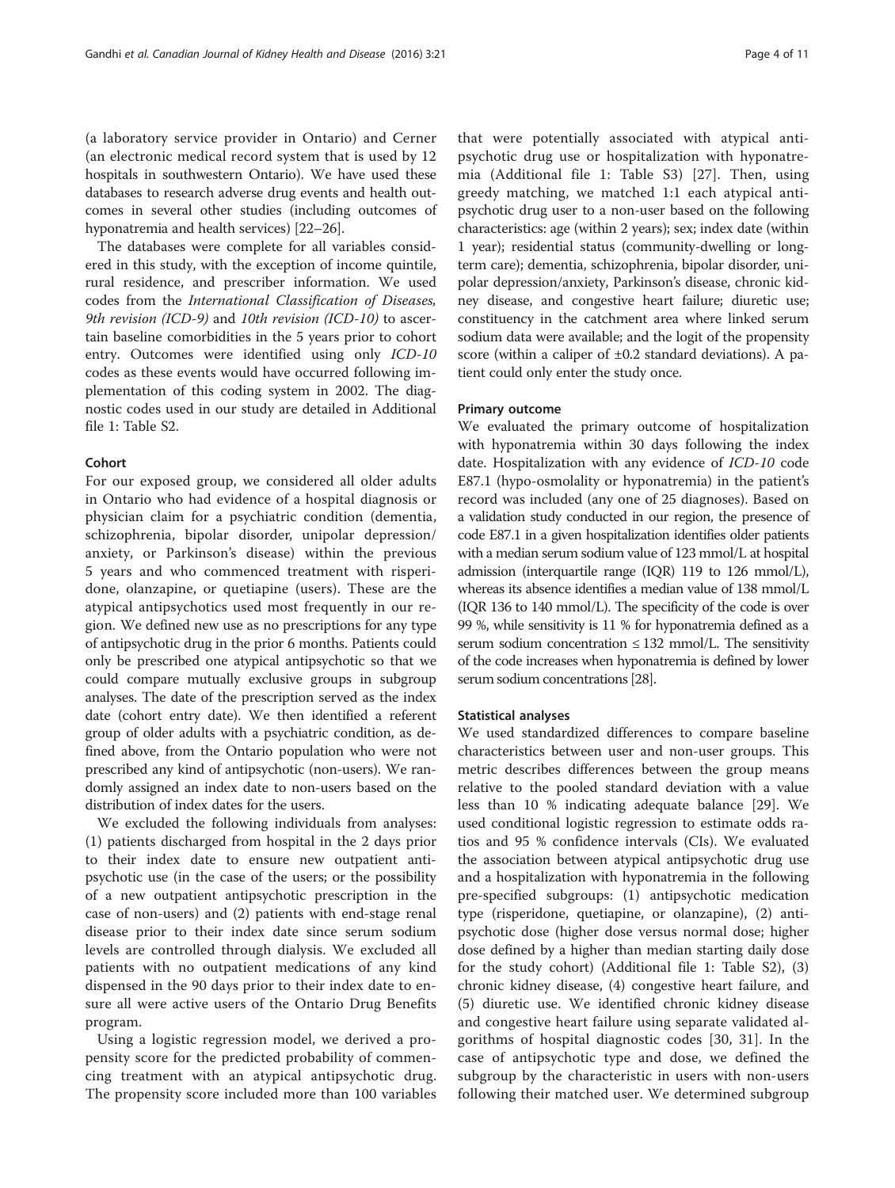(a laboratory service provider in Ontario) and Cerner (an electronic medical record system that is used by 12 hospitals in southwestern Ontario). We have used these databases to research adverse drug events and health outcomes in several other studies (including outcomes of hyponatremia and health services) [22–26].

The databases were complete for all variables considered in this study, with the exception of income quintile, rural residence, and prescriber information. We used codes from the *International Classification of Diseases, 9th revision (ICD-9)* and *10th revision (ICD-10)* to ascertain baseline comorbidities in the 5 years prior to cohort entry. Outcomes were identified using only *ICD-10* codes as these events would have occurred following implementation of this coding system in 2002. The diagnostic codes used in our study are detailed in Additional file 1: Table S2.

#### Cohort

For our exposed group, we considered all older adults in Ontario who had evidence of a hospital diagnosis or physician claim for a psychiatric condition (dementia, schizophrenia, bipolar disorder, unipolar depression/anxiety, or Parkinson's disease) within the previous 5 years and who commenced treatment with risperidone, olanzapine, or quetiapine (users). These are the atypical antipsychotics used most frequently in our region. We defined new use as no prescriptions for any type of antipsychotic drug in the prior 6 months. Patients could only be prescribed one atypical antipsychotic so that we could compare mutually exclusive groups in subgroup analyses. The date of the prescription served as the index date (cohort entry date). We then identified a referent group of older adults with a psychiatric condition, as defined above, from the Ontario population who were not prescribed any kind of antipsychotic (non-users). We randomly assigned an index date to non-users based on the distribution of index dates for the users.

We excluded the following individuals from analyses: (1) patients discharged from hospital in the 2 days prior to their index date to ensure new outpatient antipsychotic use (in the case of the users; or the possibility of a new outpatient antipsychotic prescription in the case of non-users) and (2) patients with end-stage renal disease prior to their index date since serum sodium levels are controlled through dialysis. We excluded all patients with no outpatient medications of any kind dispensed in the 90 days prior to their index date to ensure all were active users of the Ontario Drug Benefits program.

Using a logistic regression model, we derived a propensity score for the predicted probability of commencing treatment with an atypical antipsychotic drug. The propensity score included more than 100 variables that were potentially associated with atypical antipsychotic drug use or hospitalization with hyponatremia (Additional file 1: Table S3) [27]. Then, using greedy matching, we matched 1:1 each atypical antipsychotic drug user to a non-user based on the following characteristics: age (within 2 years); sex; index date (within 1 year); residential status (community-dwelling or long-term care); dementia, schizophrenia, bipolar disorder, unipolar depression/anxiety, Parkinson's disease, chronic kidney disease, and congestive heart failure; diuretic use; constituency in the catchment area where linked serum sodium data were available; and the logit of the propensity score (within a caliper of ±0.2 standard deviations). A patient could only enter the study once.

#### Primary outcome

We evaluated the primary outcome of hospitalization with hyponatremia within 30 days following the index date. Hospitalization with any evidence of *ICD-10* code E87.1 (hypo-osmolality or hyponatremia) in the patient's record was included (any one of 25 diagnoses). Based on a validation study conducted in our region, the presence of code E87.1 in a given hospitalization identifies older patients with a median serum sodium value of 123 mmol/L at hospital admission (interquartile range (IQR) 119 to 126 mmol/L), whereas its absence identifies a median value of 138 mmol/L (IQR 136 to 140 mmol/L). The specificity of the code is over 99 %, while sensitivity is 11 % for hyponatremia defined as a serum sodium concentration ≤ 132 mmol/L. The sensitivity of the code increases when hyponatremia is defined by lower serum sodium concentrations [28].

#### Statistical analyses

We used standardized differences to compare baseline characteristics between user and non-user groups. This metric describes differences between the group means relative to the pooled standard deviation with a value less than 10 % indicating adequate balance [29]. We used conditional logistic regression to estimate odds ratios and 95 % confidence intervals (CIs). We evaluated the association between atypical antipsychotic drug use and a hospitalization with hyponatremia in the following pre-specified subgroups: (1) antipsychotic medication type (risperidone, quetiapine, or olanzapine), (2) antipsychotic dose (higher dose versus normal dose; higher dose defined by a higher than median starting daily dose for the study cohort) (Additional file 1: Table S2), (3) chronic kidney disease, (4) congestive heart failure, and (5) diuretic use. We identified chronic kidney disease and congestive heart failure using separate validated algorithms of hospital diagnostic codes [30, 31]. In the case of antipsychotic type and dose, we defined the subgroup by the characteristic in users with non-users following their matched user. We determined subgroup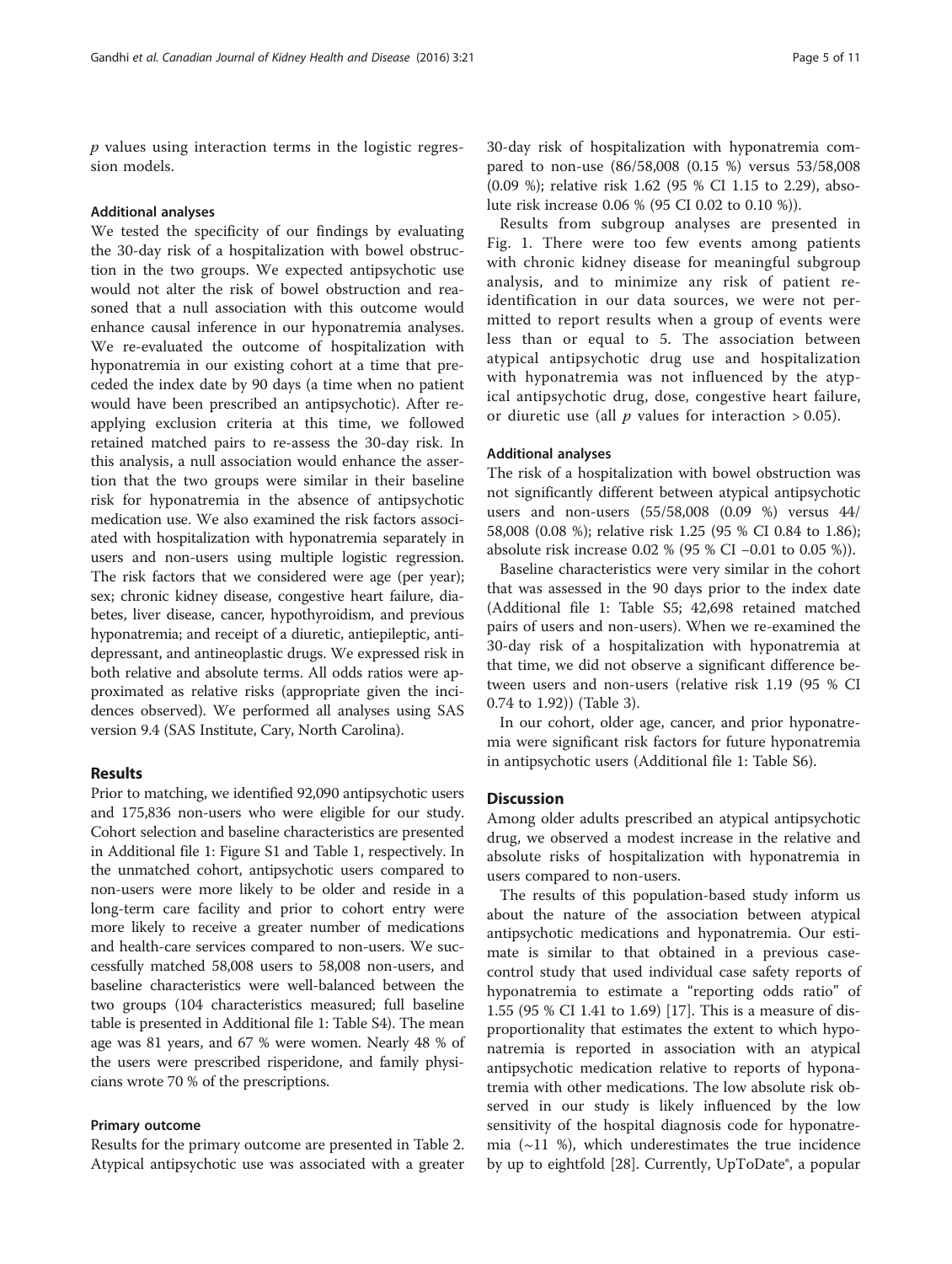$p$ values using interaction terms in the logistic regression models.

### Additional analyses

We tested the specificity of our findings by evaluating the 30-day risk of a hospitalization with bowel obstruction in the two groups. We expected antipsychotic use would not alter the risk of bowel obstruction and reasoned that a null association with this outcome would enhance causal inference in our hyponatremia analyses. We re-evaluated the outcome of hospitalization with hyponatremia in our existing cohort at a time that preceded the index date by 90 days (a time when no patient would have been prescribed an antipsychotic). After re-applying exclusion criteria at this time, we followed retained matched pairs to re-assess the 30-day risk. In this analysis, a null association would enhance the assertion that the two groups were similar in their baseline risk for hyponatremia in the absence of antipsychotic medication use. We also examined the risk factors associated with hospitalization with hyponatremia separately in users and non-users using multiple logistic regression. The risk factors that we considered were age (per year); sex; chronic kidney disease, congestive heart failure, diabetes, liver disease, cancer, hypothyroidism, and previous hyponatremia; and receipt of a diuretic, antiepileptic, antidepressant, and antineoplastic drugs. We expressed risk in both relative and absolute terms. All odds ratios were approximated as relative risks (appropriate given the incidences observed). We performed all analyses using SAS version 9.4 (SAS Institute, Cary, North Carolina).

## Results

Prior to matching, we identified 92,090 antipsychotic users and 175,836 non-users who were eligible for our study. Cohort selection and baseline characteristics are presented in Additional file 1: Figure S1 and Table 1, respectively. In the unmatched cohort, antipsychotic users compared to non-users were more likely to be older and reside in a long-term care facility and prior to cohort entry were more likely to receive a greater number of medications and health-care services compared to non-users. We successfully matched 58,008 users to 58,008 non-users, and baseline characteristics were well-balanced between the two groups (104 characteristics measured; full baseline table is presented in Additional file 1: Table S4). The mean age was 81 years, and 67 % were women. Nearly 48 % of the users were prescribed risperidone, and family physicians wrote 70 % of the prescriptions.

### Primary outcome

Results for the primary outcome are presented in Table 2. Atypical antipsychotic use was associated with a greater 30-day risk of hospitalization with hyponatremia compared to non-use (86/58,008 (0.15 %) versus 53/58,008 (0.09 %); relative risk 1.62 (95 % CI 1.15 to 2.29), absolute risk increase 0.06 % (95 CI 0.02 to 0.10 %)).

Results from subgroup analyses are presented in Fig. 1. There were too few events among patients with chronic kidney disease for meaningful subgroup analysis, and to minimize any risk of patient re-identification in our data sources, we were not permitted to report results when a group of events were less than or equal to 5. The association between atypical antipsychotic drug use and hospitalization with hyponatremia was not influenced by the atypical antipsychotic drug, dose, congestive heart failure, or diuretic use (all $p$ values for interaction > 0.05).

### Additional analyses

The risk of a hospitalization with bowel obstruction was not significantly different between atypical antipsychotic users and non-users (55/58,008 (0.09 %) versus 44/58,008 (0.08 %); relative risk 1.25 (95 % CI 0.84 to 1.86); absolute risk increase 0.02 % (95 % CI −0.01 to 0.05 %)).

Baseline characteristics were very similar in the cohort that was assessed in the 90 days prior to the index date (Additional file 1: Table S5; 42,698 retained matched pairs of users and non-users). When we re-examined the 30-day risk of a hospitalization with hyponatremia at that time, we did not observe a significant difference between users and non-users (relative risk 1.19 (95 % CI 0.74 to 1.92)) (Table 3).

In our cohort, older age, cancer, and prior hyponatremia were significant risk factors for future hyponatremia in antipsychotic users (Additional file 1: Table S6).

## Discussion

Among older adults prescribed an atypical antipsychotic drug, we observed a modest increase in the relative and absolute risks of hospitalization with hyponatremia in users compared to non-users.

The results of this population-based study inform us about the nature of the association between atypical antipsychotic medications and hyponatremia. Our estimate is similar to that obtained in a previous case-control study that used individual case safety reports of hyponatremia to estimate a "reporting odds ratio" of 1.55 (95 % CI 1.41 to 1.69) [17]. This is a measure of disproportionality that estimates the extent to which hyponatremia is reported in association with an atypical antipsychotic medication relative to reports of hyponatremia with other medications. The low absolute risk observed in our study is likely influenced by the low sensitivity of the hospital diagnosis code for hyponatremia (~11 %), which underestimates the true incidence by up to eightfold [28]. Currently, UpToDate®, a popular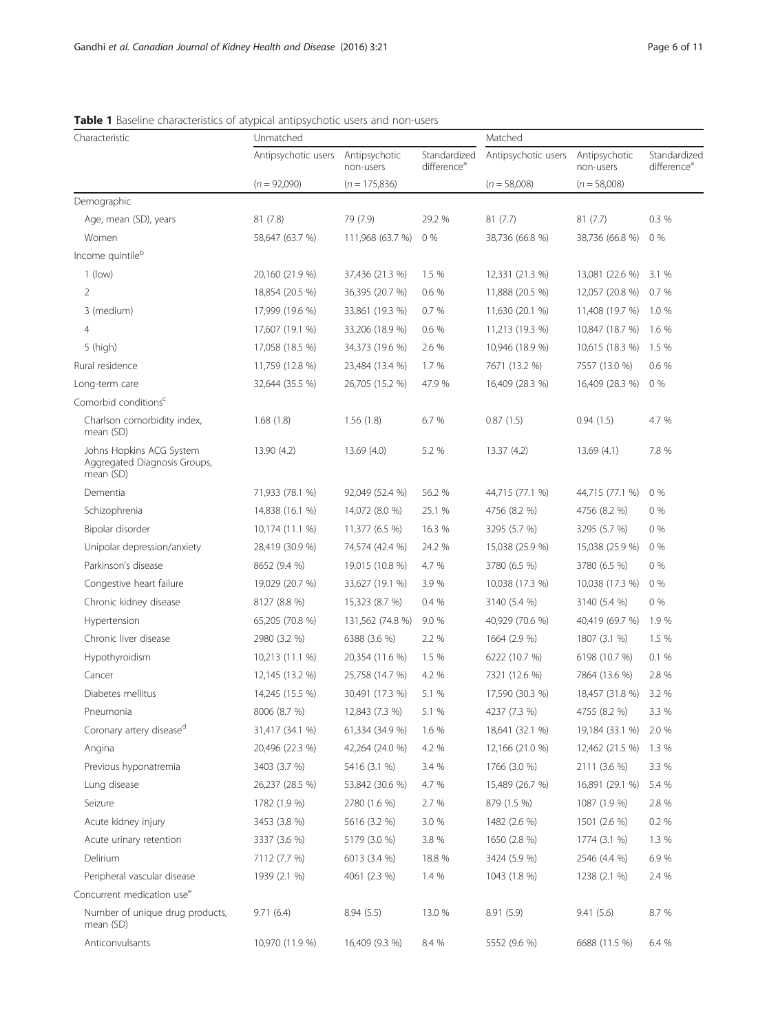**Table 1** Baseline characteristics of atypical antipsychotic users and non-users

| Characteristic | Unmatched | | | Matched | | |
|---|---|---|---|---|---|---|
| | Antipsychotic users | Antipsychotic non-users | Standardized difference[a] | Antipsychotic users | Antipsychotic non-users | Standardized difference[a] |
| | (n = 92,090) | (n = 175,836) | | (n = 58,008) | (n = 58,008) | |
| Demographic | | | | | | |
| Age, mean (SD), years | 81 (7.8) | 79 (7.9) | 29.2 % | 81 (7.7) | 81 (7.7) | 0.3 % |
| Women | 58,647 (63.7 %) | 111,968 (63.7 %) | 0 % | 38,736 (66.8 %) | 38,736 (66.8 %) | 0 % |
| Income quintile[b] | | | | | | |
| 1 (low) | 20,160 (21.9 %) | 37,436 (21.3 %) | 1.5 % | 12,331 (21.3 %) | 13,081 (22.6 %) | 3.1 % |
| 2 | 18,854 (20.5 %) | 36,395 (20.7 %) | 0.6 % | 11,888 (20.5 %) | 12,057 (20.8 %) | 0.7 % |
| 3 (medium) | 17,999 (19.6 %) | 33,861 (19.3 %) | 0.7 % | 11,630 (20.1 %) | 11,408 (19.7 %) | 1.0 % |
| 4 | 17,607 (19.1 %) | 33,206 (18.9 %) | 0.6 % | 11,213 (19.3 %) | 10,847 (18.7 %) | 1.6 % |
| 5 (high) | 17,058 (18.5 %) | 34,373 (19.6 %) | 2.6 % | 10,946 (18.9 %) | 10,615 (18.3 %) | 1.5 % |
| Rural residence | 11,759 (12.8 %) | 23,484 (13.4 %) | 1.7 % | 7671 (13.2 %) | 7557 (13.0 %) | 0.6 % |
| Long-term care | 32,644 (35.5 %) | 26,705 (15.2 %) | 47.9 % | 16,409 (28.3 %) | 16,409 (28.3 %) | 0 % |
| Comorbid conditions[c] | | | | | | |
| Charlson comorbidity index, mean (SD) | 1.68 (1.8) | 1.56 (1.8) | 6.7 % | 0.87 (1.5) | 0.94 (1.5) | 4.7 % |
| Johns Hopkins ACG System Aggregated Diagnosis Groups, mean (SD) | 13.90 (4.2) | 13.69 (4.0) | 5.2 % | 13.37 (4.2) | 13.69 (4.1) | 7.8 % |
| Dementia | 71,933 (78.1 %) | 92,049 (52.4 %) | 56.2 % | 44,715 (77.1 %) | 44,715 (77.1 %) | 0 % |
| Schizophrenia | 14,838 (16.1 %) | 14,072 (8.0 %) | 25.1 % | 4756 (8.2 %) | 4756 (8.2 %) | 0 % |
| Bipolar disorder | 10,174 (11.1 %) | 11,377 (6.5 %) | 16.3 % | 3295 (5.7 %) | 3295 (5.7 %) | 0 % |
| Unipolar depression/anxiety | 28,419 (30.9 %) | 74,574 (42.4 %) | 24.2 % | 15,038 (25.9 %) | 15,038 (25.9 %) | 0 % |
| Parkinson's disease | 8652 (9.4 %) | 19,015 (10.8 %) | 4.7 % | 3780 (6.5 %) | 3780 (6.5 %) | 0 % |
| Congestive heart failure | 19,029 (20.7 %) | 33,627 (19.1 %) | 3.9 % | 10,038 (17.3 %) | 10,038 (17.3 %) | 0 % |
| Chronic kidney disease | 8127 (8.8 %) | 15,323 (8.7 %) | 0.4 % | 3140 (5.4 %) | 3140 (5.4 %) | 0 % |
| Hypertension | 65,205 (70.8 %) | 131,562 (74.8 %) | 9.0 % | 40,929 (70.6 %) | 40,419 (69.7 %) | 1.9 % |
| Chronic liver disease | 2980 (3.2 %) | 6388 (3.6 %) | 2.2 % | 1664 (2.9 %) | 1807 (3.1 %) | 1.5 % |
| Hypothyroidism | 10,213 (11.1 %) | 20,354 (11.6 %) | 1.5 % | 6222 (10.7 %) | 6198 (10.7 %) | 0.1 % |
| Cancer | 12,145 (13.2 %) | 25,758 (14.7 %) | 4.2 % | 7321 (12.6 %) | 7864 (13.6 %) | 2.8 % |
| Diabetes mellitus | 14,245 (15.5 %) | 30,491 (17.3 %) | 5.1 % | 17,590 (30.3 %) | 18,457 (31.8 %) | 3.2 % |
| Pneumonia | 8006 (8.7 %) | 12,843 (7.3 %) | 5.1 % | 4237 (7.3 %) | 4755 (8.2 %) | 3.3 % |
| Coronary artery disease[d] | 31,417 (34.1 %) | 61,334 (34.9 %) | 1.6 % | 18,641 (32.1 %) | 19,184 (33.1 %) | 2.0 % |
| Angina | 20,496 (22.3 %) | 42,264 (24.0 %) | 4.2 % | 12,166 (21.0 %) | 12,462 (21.5 %) | 1.3 % |
| Previous hyponatremia | 3403 (3.7 %) | 5416 (3.1 %) | 3.4 % | 1766 (3.0 %) | 2111 (3.6 %) | 3.3 % |
| Lung disease | 26,237 (28.5 %) | 53,842 (30.6 %) | 4.7 % | 15,489 (26.7 %) | 16,891 (29.1 %) | 5.4 % |
| Seizure | 1782 (1.9 %) | 2780 (1.6 %) | 2.7 % | 879 (1.5 %) | 1087 (1.9 %) | 2.8 % |
| Acute kidney injury | 3453 (3.8 %) | 5616 (3.2 %) | 3.0 % | 1482 (2.6 %) | 1501 (2.6 %) | 0.2 % |
| Acute urinary retention | 3337 (3.6 %) | 5179 (3.0 %) | 3.8 % | 1650 (2.8 %) | 1774 (3.1 %) | 1.3 % |
| Delirium | 7112 (7.7 %) | 6013 (3.4 %) | 18.8 % | 3424 (5.9 %) | 2546 (4.4 %) | 6.9 % |
| Peripheral vascular disease | 1939 (2.1 %) | 4061 (2.3 %) | 1.4 % | 1043 (1.8 %) | 1238 (2.1 %) | 2.4 % |
| Concurrent medication use[e] | | | | | | |
| Number of unique drug products, mean (SD) | 9.71 (6.4) | 8.94 (5.5) | 13.0 % | 8.91 (5.9) | 9.41 (5.6) | 8.7 % |
| Anticonvulsants | 10,970 (11.9 %) | 16,409 (9.3 %) | 8.4 % | 5552 (9.6 %) | 6688 (11.5 %) | 6.4 % |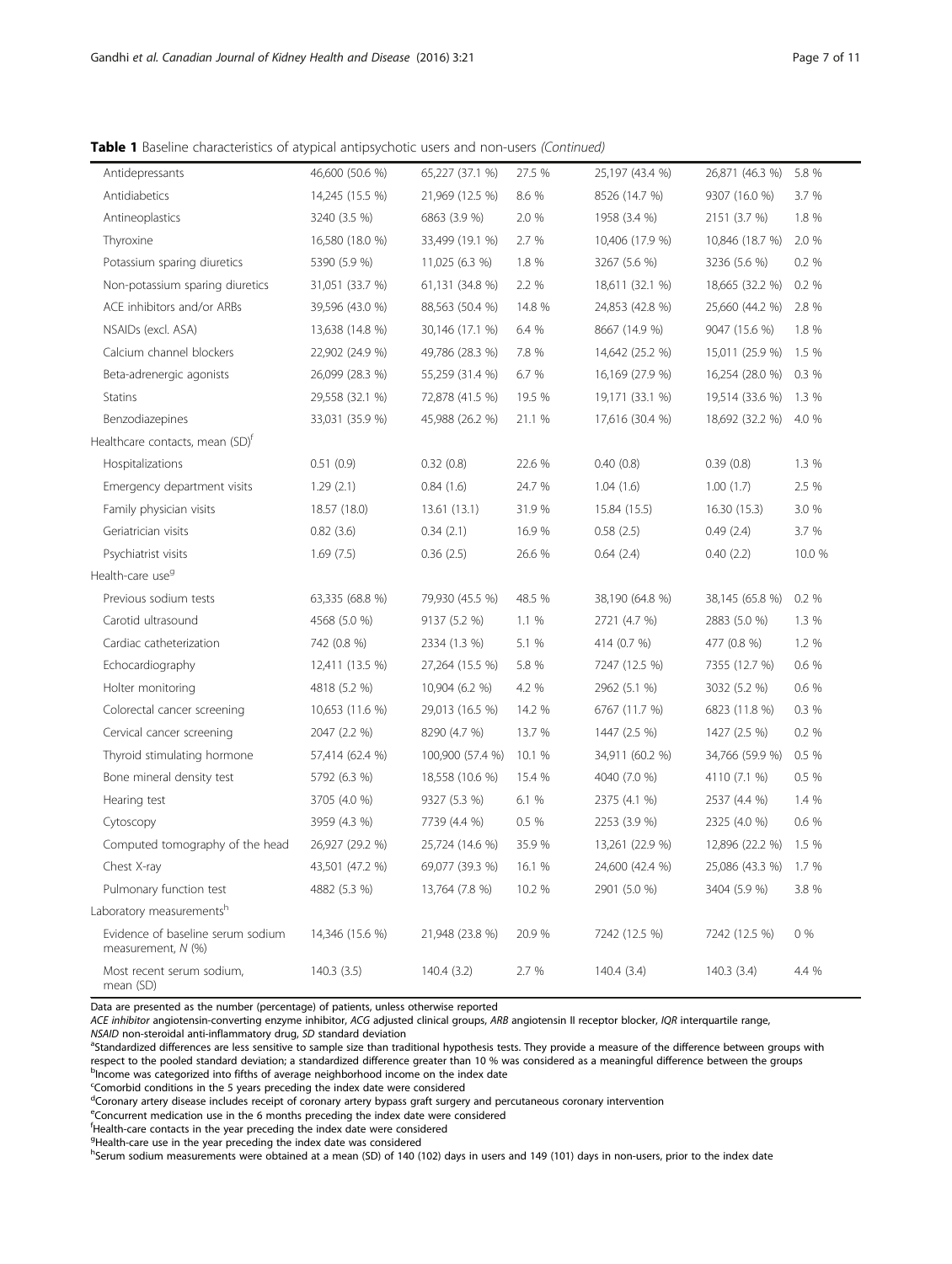**Table 1** Baseline characteristics of atypical antipsychotic users and non-users *(Continued)*

| | | | | | | |
|---|---|---|---|---|---|---|
| Antidepressants | 46,600 (50.6 %) | 65,227 (37.1 %) | 27.5 % | 25,197 (43.4 %) | 26,871 (46.3 %) | 5.8 % |
| Antidiabetics | 14,245 (15.5 %) | 21,969 (12.5 %) | 8.6 % | 8526 (14.7 %) | 9307 (16.0 %) | 3.7 % |
| Antineoplastics | 3240 (3.5 %) | 6863 (3.9 %) | 2.0 % | 1958 (3.4 %) | 2151 (3.7 %) | 1.8 % |
| Thyroxine | 16,580 (18.0 %) | 33,499 (19.1 %) | 2.7 % | 10,406 (17.9 %) | 10,846 (18.7 %) | 2.0 % |
| Potassium sparing diuretics | 5390 (5.9 %) | 11,025 (6.3 %) | 1.8 % | 3267 (5.6 %) | 3236 (5.6 %) | 0.2 % |
| Non-potassium sparing diuretics | 31,051 (33.7 %) | 61,131 (34.8 %) | 2.2 % | 18,611 (32.1 %) | 18,665 (32.2 %) | 0.2 % |
| ACE inhibitors and/or ARBs | 39,596 (43.0 %) | 88,563 (50.4 %) | 14.8 % | 24,853 (42.8 %) | 25,660 (44.2 %) | 2.8 % |
| NSAIDs (excl. ASA) | 13,638 (14.8 %) | 30,146 (17.1 %) | 6.4 % | 8667 (14.9 %) | 9047 (15.6 %) | 1.8 % |
| Calcium channel blockers | 22,902 (24.9 %) | 49,786 (28.3 %) | 7.8 % | 14,642 (25.2 %) | 15,011 (25.9 %) | 1.5 % |
| Beta-adrenergic agonists | 26,099 (28.3 %) | 55,259 (31.4 %) | 6.7 % | 16,169 (27.9 %) | 16,254 (28.0 %) | 0.3 % |
| Statins | 29,558 (32.1 %) | 72,878 (41.5 %) | 19.5 % | 19,171 (33.1 %) | 19,514 (33.6 %) | 1.3 % |
| Benzodiazepines | 33,031 (35.9 %) | 45,988 (26.2 %) | 21.1 % | 17,616 (30.4 %) | 18,692 (32.2 %) | 4.0 % |
| Healthcare contacts, mean (SD)[f] | | | | | | |
| Hospitalizations | 0.51 (0.9) | 0.32 (0.8) | 22.6 % | 0.40 (0.8) | 0.39 (0.8) | 1.3 % |
| Emergency department visits | 1.29 (2.1) | 0.84 (1.6) | 24.7 % | 1.04 (1.6) | 1.00 (1.7) | 2.5 % |
| Family physician visits | 18.57 (18.0) | 13.61 (13.1) | 31.9 % | 15.84 (15.5) | 16.30 (15.3) | 3.0 % |
| Geriatrician visits | 0.82 (3.6) | 0.34 (2.1) | 16.9 % | 0.58 (2.5) | 0.49 (2.4) | 3.7 % |
| Psychiatrist visits | 1.69 (7.5) | 0.36 (2.5) | 26.6 % | 0.64 (2.4) | 0.40 (2.2) | 10.0 % |
| Health-care use[g] | | | | | | |
| Previous sodium tests | 63,335 (68.8 %) | 79,930 (45.5 %) | 48.5 % | 38,190 (64.8 %) | 38,145 (65.8 %) | 0.2 % |
| Carotid ultrasound | 4568 (5.0 %) | 9137 (5.2 %) | 1.1 % | 2721 (4.7 %) | 2883 (5.0 %) | 1.3 % |
| Cardiac catheterization | 742 (0.8 %) | 2334 (1.3 %) | 5.1 % | 414 (0.7 %) | 477 (0.8 %) | 1.2 % |
| Echocardiography | 12,411 (13.5 %) | 27,264 (15.5 %) | 5.8 % | 7247 (12.5 %) | 7355 (12.7 %) | 0.6 % |
| Holter monitoring | 4818 (5.2 %) | 10,904 (6.2 %) | 4.2 % | 2962 (5.1 %) | 3032 (5.2 %) | 0.6 % |
| Colorectal cancer screening | 10,653 (11.6 %) | 29,013 (16.5 %) | 14.2 % | 6767 (11.7 %) | 6823 (11.8 %) | 0.3 % |
| Cervical cancer screening | 2047 (2.2 %) | 8290 (4.7 %) | 13.7 % | 1447 (2.5 %) | 1427 (2.5 %) | 0.2 % |
| Thyroid stimulating hormone | 57,414 (62.4 %) | 100,900 (57.4 %) | 10.1 % | 34,911 (60.2 %) | 34,766 (59.9 %) | 0.5 % |
| Bone mineral density test | 5792 (6.3 %) | 18,558 (10.6 %) | 15.4 % | 4040 (7.0 %) | 4110 (7.1 %) | 0.5 % |
| Hearing test | 3705 (4.0 %) | 9327 (5.3 %) | 6.1 % | 2375 (4.1 %) | 2537 (4.4 %) | 1.4 % |
| Cytoscopy | 3959 (4.3 %) | 7739 (4.4 %) | 0.5 % | 2253 (3.9 %) | 2325 (4.0 %) | 0.6 % |
| Computed tomography of the head | 26,927 (29.2 %) | 25,724 (14.6 %) | 35.9 % | 13,261 (22.9 %) | 12,896 (22.2 %) | 1.5 % |
| Chest X-ray | 43,501 (47.2 %) | 69,077 (39.3 %) | 16.1 % | 24,600 (42.4 %) | 25,086 (43.3 %) | 1.7 % |
| Pulmonary function test | 4882 (5.3 %) | 13,764 (7.8 %) | 10.2 % | 2901 (5.0 %) | 3404 (5.9 %) | 3.8 % |
| Laboratory measurements[h] | | | | | | |
| Evidence of baseline serum sodium measurement, *N* (%) | 14,346 (15.6 %) | 21,948 (23.8 %) | 20.9 % | 7242 (12.5 %) | 7242 (12.5 %) | 0 % |
| Most recent serum sodium, mean (SD) | 140.3 (3.5) | 140.4 (3.2) | 2.7 % | 140.4 (3.4) | 140.3 (3.4) | 4.4 % |

Data are presented as the number (percentage) of patients, unless otherwise reported

*ACE inhibitor* angiotensin-converting enzyme inhibitor, *ACG* adjusted clinical groups, *ARB* angiotensin II receptor blocker, *IQR* interquartile range, *NSAID* non-steroidal anti-inflammatory drug, *SD* standard deviation

[a]Standardized differences are less sensitive to sample size than traditional hypothesis tests. They provide a measure of the difference between groups with respect to the pooled standard deviation; a standardized difference greater than 10 % was considered as a meaningful difference between the groups

[b]Income was categorized into fifths of average neighborhood income on the index date

[c]Comorbid conditions in the 5 years preceding the index date were considered

[d]Coronary artery disease includes receipt of coronary artery bypass graft surgery and percutaneous coronary intervention

[e]Concurrent medication use in the 6 months preceding the index date were considered

[f]Health-care contacts in the year preceding the index date were considered

[g]Health-care use in the year preceding the index date was considered

[h]Serum sodium measurements were obtained at a mean (SD) of 140 (102) days in users and 149 (101) days in non-users, prior to the index date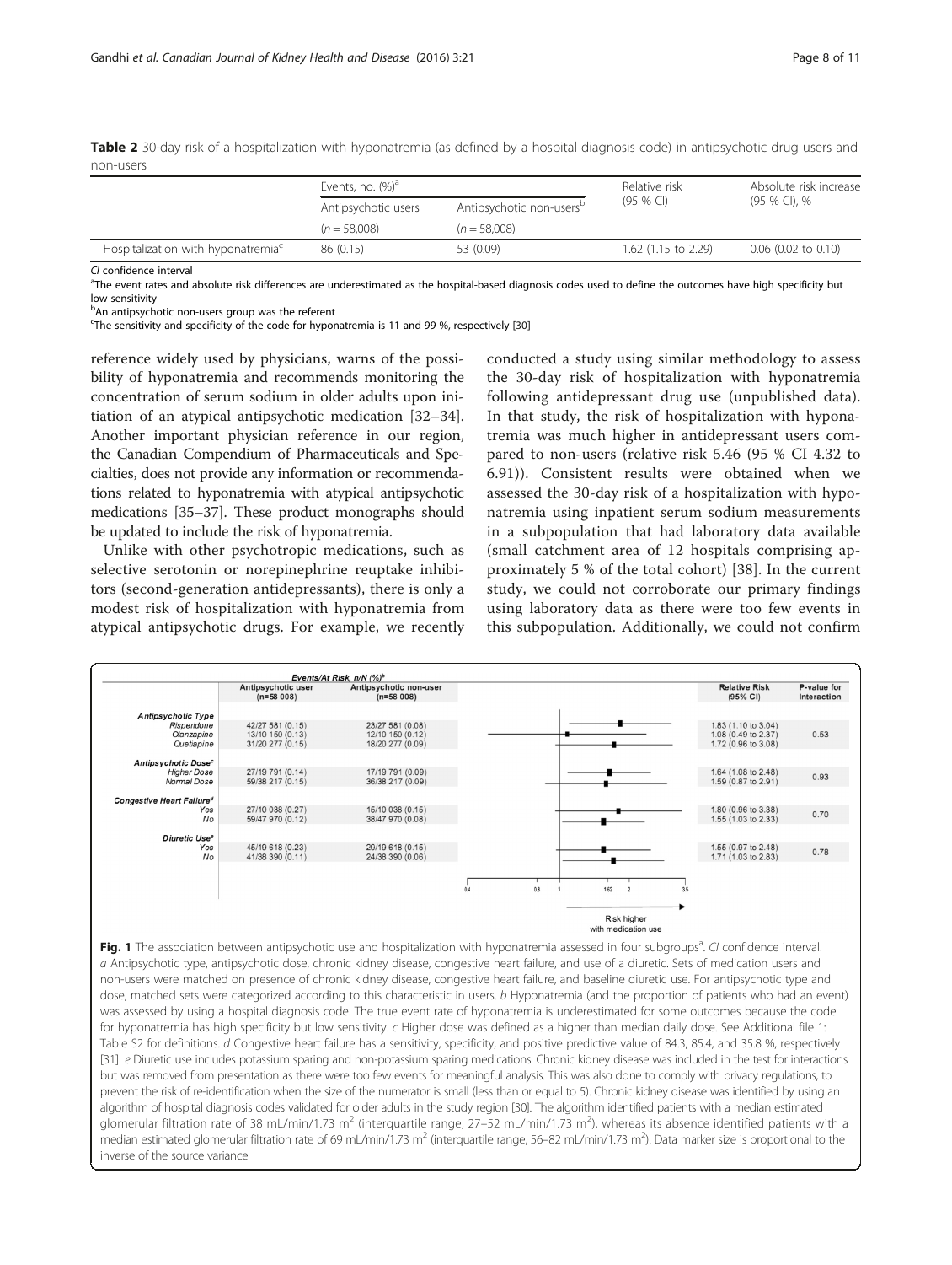**Table 2** 30-day risk of a hospitalization with hyponatremia (as defined by a hospital diagnosis code) in antipsychotic drug users and non-users

| | Events, no. (%)[a] | | Relative risk (95 % CI) | Absolute risk increase (95 % CI), % |
|---|---|---|---|---|
| | Antipsychotic users ($n = 58,008$) | Antipsychotic non-users[b] ($n = 58,008$) | | |
| Hospitalization with hyponatremia[c] | 86 (0.15) | 53 (0.09) | 1.62 (1.15 to 2.29) | 0.06 (0.02 to 0.10) |

*CI* confidence interval

[a]The event rates and absolute risk differences are underestimated as the hospital-based diagnosis codes used to define the outcomes have high specificity but low sensitivity

[b]An antipsychotic non-users group was the referent

[c]The sensitivity and specificity of the code for hyponatremia is 11 and 99 %, respectively [30]

reference widely used by physicians, warns of the possibility of hyponatremia and recommends monitoring the concentration of serum sodium in older adults upon initiation of an atypical antipsychotic medication [32–34]. Another important physician reference in our region, the Canadian Compendium of Pharmaceuticals and Specialties, does not provide any information or recommendations related to hyponatremia with atypical antipsychotic medications [35–37]. These product monographs should be updated to include the risk of hyponatremia.

Unlike with other psychotropic medications, such as selective serotonin or norepinephrine reuptake inhibitors (second-generation antidepressants), there is only a modest risk of hospitalization with hyponatremia from atypical antipsychotic drugs. For example, we recently conducted a study using similar methodology to assess the 30-day risk of hospitalization with hyponatremia following antidepressant drug use (unpublished data). In that study, the risk of hospitalization with hyponatremia was much higher in antidepressant users compared to non-users (relative risk 5.46 (95 % CI 4.32 to 6.91)). Consistent results were obtained when we assessed the 30-day risk of a hospitalization with hyponatremia using inpatient serum sodium measurements in a subpopulation that had laboratory data available (small catchment area of 12 hospitals comprising approximately 5 % of the total cohort) [38]. In the current study, we could not corroborate our primary findings using laboratory data as there were too few events in this subpopulation. Additionally, we could not confirm

| | Events/At Risk, n/N (%)[b] | | Relative Risk (95% CI) | P-value for Interaction |
|---|---|---|---|---|
| | Antipsychotic user (n=58 008) | Antipsychotic non-user (n=58 008) | | |
| ***Antipsychotic Type*** | | | | |
| Risperidone | 42/27 581 (0.15) | 23/27 581 (0.08) | 1.83 (1.10 to 3.04) | 0.53 |
| Olanzapine | 13/10 150 (0.13) | 12/10 150 (0.12) | 1.08 (0.49 to 2.37) | |
| Quetiapine | 31/20 277 (0.15) | 18/20 277 (0.09) | 1.72 (0.96 to 3.08) | |
| ***Antipsychotic Dose***[c] | | | | |
| Higher Dose | 27/19 791 (0.14) | 17/19 791 (0.09) | 1.64 (1.08 to 2.48) | 0.93 |
| Normal Dose | 59/38 217 (0.15) | 36/38 217 (0.09) | 1.59 (0.87 to 2.91) | |
| ***Congestive Heart Failure***[d] | | | | |
| Yes | 27/10 038 (0.27) | 15/10 038 (0.15) | 1.80 (0.96 to 3.38) | 0.70 |
| No | 59/47 970 (0.12) | 38/47 970 (0.08) | 1.55 (1.03 to 2.33) | |
| ***Diuretic Use***[e] | | | | |
| Yes | 45/19 618 (0.23) | 29/19 618 (0.15) | 1.55 (0.97 to 2.48) | 0.78 |
| No | 41/38 390 (0.11) | 24/38 390 (0.06) | 1.71 (1.03 to 2.83) | |

Risk higher with medication use

**Fig. 1** The association between antipsychotic use and hospitalization with hyponatremia assessed in four subgroups[a]. *CI* confidence interval. *a* Antipsychotic type, antipsychotic dose, chronic kidney disease, congestive heart failure, and use of a diuretic. Sets of medication users and non-users were matched on presence of chronic kidney disease, congestive heart failure, and baseline diuretic use. For antipsychotic type and dose, matched sets were categorized according to this characteristic in users. *b* Hyponatremia (and the proportion of patients who had an event) was assessed by using a hospital diagnosis code. The true event rate of hyponatremia is underestimated for some outcomes because the code for hyponatremia has high specificity but low sensitivity. *c* Higher dose was defined as a higher than median daily dose. See Additional file 1: Table S2 for definitions. *d* Congestive heart failure has a sensitivity, specificity, and positive predictive value of 84.3, 85.4, and 35.8 %, respectively [31]. *e* Diuretic use includes potassium sparing and non-potassium sparing medications. Chronic kidney disease was included in the test for interactions but was removed from presentation as there were too few events for meaningful analysis. This was also done to comply with privacy regulations, to prevent the risk of re-identification when the size of the numerator is small (less than or equal to 5). Chronic kidney disease was identified by using an algorithm of hospital diagnosis codes validated for older adults in the study region [30]. The algorithm identified patients with a median estimated glomerular filtration rate of 38 mL/min/1.73 $m^2$ (interquartile range, 27–52 mL/min/1.73 $m^2$), whereas its absence identified patients with a median estimated glomerular filtration rate of 69 mL/min/1.73 $m^2$ (interquartile range, 56–82 mL/min/1.73 $m^2$). Data marker size is proportional to the inverse of the source variance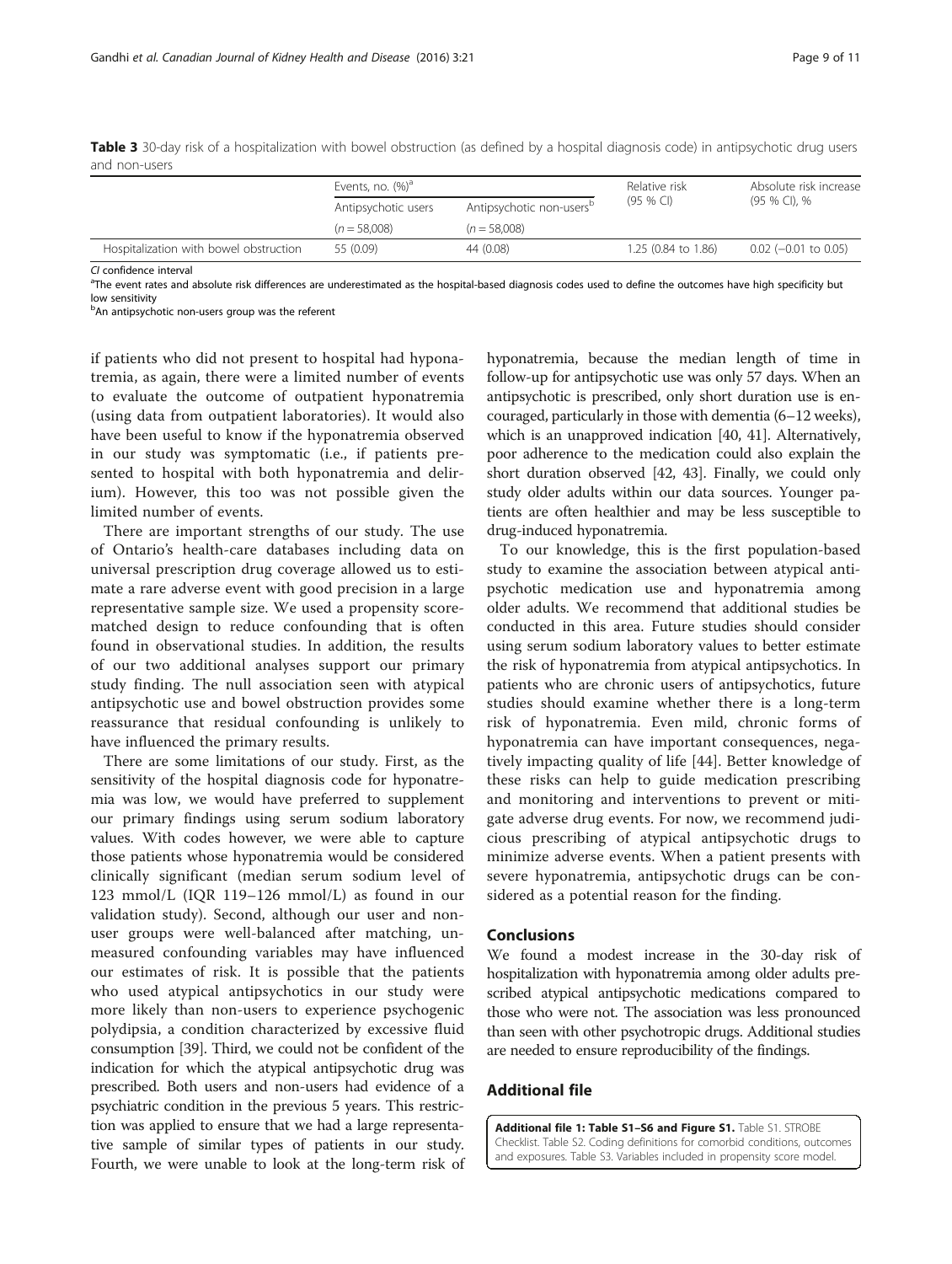**Table 3** 30-day risk of a hospitalization with bowel obstruction (as defined by a hospital diagnosis code) in antipsychotic drug users and non-users

| | Events, no. (%)[a] | | Relative risk (95 % CI) | Absolute risk increase (95 % CI), % |
|---|---|---|---|---|
| | Antipsychotic users ($n = 58,008$) | Antipsychotic non-users[b] ($n = 58,008$) | | |
| Hospitalization with bowel obstruction | 55 (0.09) | 44 (0.08) | 1.25 (0.84 to 1.86) | 0.02 (−0.01 to 0.05) |

*CI* confidence interval

[a]The event rates and absolute risk differences are underestimated as the hospital-based diagnosis codes used to define the outcomes have high specificity but low sensitivity

[b]An antipsychotic non-users group was the referent

if patients who did not present to hospital had hyponatremia, as again, there were a limited number of events to evaluate the outcome of outpatient hyponatremia (using data from outpatient laboratories). It would also have been useful to know if the hyponatremia observed in our study was symptomatic (i.e., if patients presented to hospital with both hyponatremia and delirium). However, this too was not possible given the limited number of events.

There are important strengths of our study. The use of Ontario's health-care databases including data on universal prescription drug coverage allowed us to estimate a rare adverse event with good precision in a large representative sample size. We used a propensity score-matched design to reduce confounding that is often found in observational studies. In addition, the results of our two additional analyses support our primary study finding. The null association seen with atypical antipsychotic use and bowel obstruction provides some reassurance that residual confounding is unlikely to have influenced the primary results.

There are some limitations of our study. First, as the sensitivity of the hospital diagnosis code for hyponatremia was low, we would have preferred to supplement our primary findings using serum sodium laboratory values. With codes however, we were able to capture those patients whose hyponatremia would be considered clinically significant (median serum sodium level of 123 mmol/L (IQR 119–126 mmol/L) as found in our validation study). Second, although our user and non-user groups were well-balanced after matching, unmeasured confounding variables may have influenced our estimates of risk. It is possible that the patients who used atypical antipsychotics in our study were more likely than non-users to experience psychogenic polydipsia, a condition characterized by excessive fluid consumption [39]. Third, we could not be confident of the indication for which the atypical antipsychotic drug was prescribed. Both users and non-users had evidence of a psychiatric condition in the previous 5 years. This restriction was applied to ensure that we had a large representative sample of similar types of patients in our study. Fourth, we were unable to look at the long-term risk of hyponatremia, because the median length of time in follow-up for antipsychotic use was only 57 days. When an antipsychotic is prescribed, only short duration use is encouraged, particularly in those with dementia (6–12 weeks), which is an unapproved indication [40, 41]. Alternatively, poor adherence to the medication could also explain the short duration observed [42, 43]. Finally, we could only study older adults within our data sources. Younger patients are often healthier and may be less susceptible to drug-induced hyponatremia.

To our knowledge, this is the first population-based study to examine the association between atypical antipsychotic medication use and hyponatremia among older adults. We recommend that additional studies be conducted in this area. Future studies should consider using serum sodium laboratory values to better estimate the risk of hyponatremia from atypical antipsychotics. In patients who are chronic users of antipsychotics, future studies should examine whether there is a long-term risk of hyponatremia. Even mild, chronic forms of hyponatremia can have important consequences, negatively impacting quality of life [44]. Better knowledge of these risks can help to guide medication prescribing and monitoring and interventions to prevent or mitigate adverse drug events. For now, we recommend judicious prescribing of atypical antipsychotic drugs to minimize adverse events. When a patient presents with severe hyponatremia, antipsychotic drugs can be considered as a potential reason for the finding.

## Conclusions

We found a modest increase in the 30-day risk of hospitalization with hyponatremia among older adults prescribed atypical antipsychotic medications compared to those who were not. The association was less pronounced than seen with other psychotropic drugs. Additional studies are needed to ensure reproducibility of the findings.

## Additional file

**Additional file 1: Table S1–S6 and Figure S1.** Table S1. STROBE Checklist. Table S2. Coding definitions for comorbid conditions, outcomes and exposures. Table S3. Variables included in propensity score model.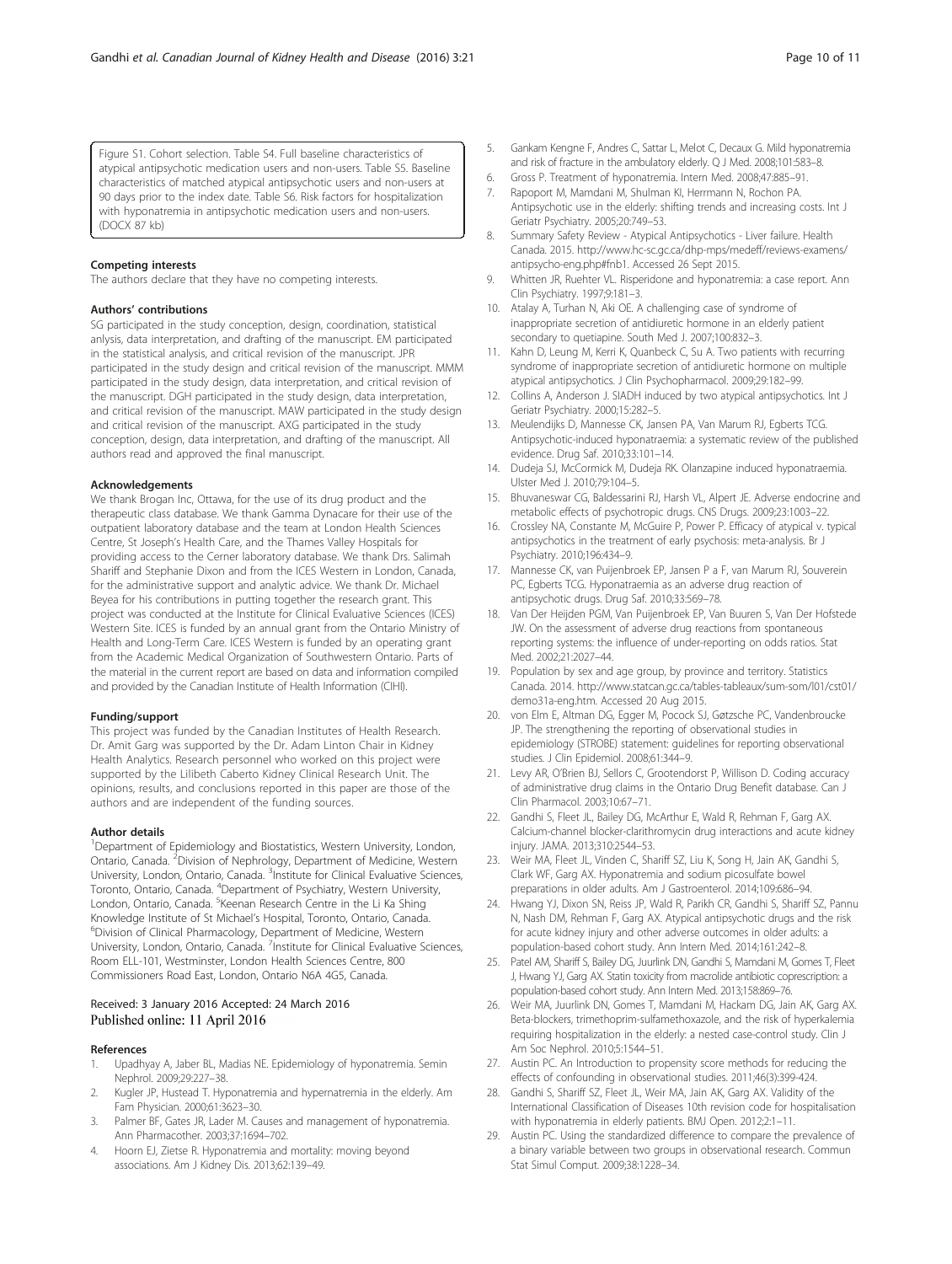Figure S1. Cohort selection. Table S4. Full baseline characteristics of atypical antipsychotic medication users and non-users. Table S5. Baseline characteristics of matched atypical antipsychotic users and non-users at 90 days prior to the index date. Table S6. Risk factors for hospitalization with hyponatremia in antipsychotic medication users and non-users. (DOCX 87 kb)

#### Competing interests

The authors declare that they have no competing interests.

#### Authors' contributions

SG participated in the study conception, design, coordination, statistical anlysis, data interpretation, and drafting of the manuscript. EM participated in the statistical analysis, and critical revision of the manuscript. JPR participated in the study design and critical revision of the manuscript. MMM participated in the study design, data interpretation, and critical revision of the manuscript. DGH participated in the study design, data interpretation, and critical revision of the manuscript. MAW participated in the study design and critical revision of the manuscript. AXG participated in the study conception, design, data interpretation, and drafting of the manuscript. All authors read and approved the final manuscript.

#### Acknowledgements

We thank Brogan Inc, Ottawa, for the use of its drug product and the therapeutic class database. We thank Gamma Dynacare for their use of the outpatient laboratory database and the team at London Health Sciences Centre, St Joseph's Health Care, and the Thames Valley Hospitals for providing access to the Cerner laboratory database. We thank Drs. Salimah Shariff and Stephanie Dixon and from the ICES Western in London, Canada, for the administrative support and analytic advice. We thank Dr. Michael Beyea for his contributions in putting together the research grant. This project was conducted at the Institute for Clinical Evaluative Sciences (ICES) Western Site. ICES is funded by an annual grant from the Ontario Ministry of Health and Long-Term Care. ICES Western is funded by an operating grant from the Academic Medical Organization of Southwestern Ontario. Parts of the material in the current report are based on data and information compiled and provided by the Canadian Institute of Health Information (CIHI).

#### Funding/support

This project was funded by the Canadian Institutes of Health Research. Dr. Amit Garg was supported by the Dr. Adam Linton Chair in Kidney Health Analytics. Research personnel who worked on this project were supported by the Lilibeth Caberto Kidney Clinical Research Unit. The opinions, results, and conclusions reported in this paper are those of the authors and are independent of the funding sources.

#### Author details

[1]Department of Epidemiology and Biostatistics, Western University, London, Ontario, Canada. [2]Division of Nephrology, Department of Medicine, Western University, London, Ontario, Canada. [3]Institute for Clinical Evaluative Sciences, Toronto, Ontario, Canada. [4]Department of Psychiatry, Western University, London, Ontario, Canada. [5]Keenan Research Centre in the Li Ka Shing Knowledge Institute of St Michael's Hospital, Toronto, Ontario, Canada. [6]Division of Clinical Pharmacology, Department of Medicine, Western University, London, Ontario, Canada. [7]Institute for Clinical Evaluative Sciences, Room ELL-101, Westminster, London Health Sciences Centre, 800 Commissioners Road East, London, Ontario N6A 4G5, Canada.

Received: 3 January 2016 Accepted: 24 March 2016
Published online: 11 April 2016

#### References

1. Upadhyay A, Jaber BL, Madias NE. Epidemiology of hyponatremia. Semin Nephrol. 2009;29:227–38.
2. Kugler JP, Hustead T. Hyponatremia and hypernatremia in the elderly. Am Fam Physician. 2000;61:3623–30.
3. Palmer BF, Gates JR, Lader M. Causes and management of hyponatremia. Ann Pharmacother. 2003;37:1694–702.
4. Hoorn EJ, Zietse R. Hyponatremia and mortality: moving beyond associations. Am J Kidney Dis. 2013;62:139–49.
5. Gankam Kengne F, Andres C, Sattar L, Melot C, Decaux G. Mild hyponatremia and risk of fracture in the ambulatory elderly. Q J Med. 2008;101:583–8.
6. Gross P. Treatment of hyponatremia. Intern Med. 2008;47:885–91.
7. Rapoport M, Mamdani M, Shulman KI, Herrmann N, Rochon PA. Antipsychotic use in the elderly: shifting trends and increasing costs. Int J Geriatr Psychiatry. 2005;20:749–53.
8. Summary Safety Review - Atypical Antipsychotics - Liver failure. Health Canada. 2015. http://www.hc-sc.gc.ca/dhp-mps/medeff/reviews-examens/antipsycho-eng.php#fnb1. Accessed 26 Sept 2015.
9. Whitten JR, Ruehter VL. Risperidone and hyponatremia: a case report. Ann Clin Psychiatry. 1997;9:181–3.
10. Atalay A, Turhan N, Aki OE. A challenging case of syndrome of inappropriate secretion of antidiuretic hormone in an elderly patient secondary to quetiapine. South Med J. 2007;100:832–3.
11. Kahn D, Leung M, Kerri K, Quanbeck C, Su A. Two patients with recurring syndrome of inappropriate secretion of antidiuretic hormone on multiple atypical antipsychotics. J Clin Psychopharmacol. 2009;29:182–99.
12. Collins A, Anderson J. SIADH induced by two atypical antipsychotics. Int J Geriatr Psychiatry. 2000;15:282–5.
13. Meulendijks D, Mannesse CK, Jansen PA, Van Marum RJ, Egberts TCG. Antipsychotic-induced hyponatraemia: a systematic review of the published evidence. Drug Saf. 2010;33:101–14.
14. Dudeja SJ, McCormick M, Dudeja RK. Olanzapine induced hyponatraemia. Ulster Med J. 2010;79:104–5.
15. Bhuvaneswar CG, Baldessarini RJ, Harsh VL, Alpert JE. Adverse endocrine and metabolic effects of psychotropic drugs. CNS Drugs. 2009;23:1003–22.
16. Crossley NA, Constante M, McGuire P, Power P. Efficacy of atypical v. typical antipsychotics in the treatment of early psychosis: meta-analysis. Br J Psychiatry. 2010;196:434–9.
17. Mannesse CK, van Puijenbroek EP, Jansen P a F, van Marum RJ, Souverein PC, Egberts TCG. Hyponatraemia as an adverse drug reaction of antipsychotic drugs. Drug Saf. 2010;33:569–78.
18. Van Der Heijden PGM, Van Puijenbroek EP, Van Buuren S, Van Der Hofstede JW. On the assessment of adverse drug reactions from spontaneous reporting systems: the influence of under-reporting on odds ratios. Stat Med. 2002;21:2027–44.
19. Population by sex and age group, by province and territory. Statistics Canada. 2014. http://www.statcan.gc.ca/tables-tableaux/sum-som/l01/cst01/demo31a-eng.htm. Accessed 20 Aug 2015.
20. von Elm E, Altman DG, Egger M, Pocock SJ, Gøtzsche PC, Vandenbroucke JP. The strengthening the reporting of observational studies in epidemiology (STROBE) statement: guidelines for reporting observational studies. J Clin Epidemiol. 2008;61:344–9.
21. Levy AR, O'Brien BJ, Sellors C, Grootendorst P, Willison D. Coding accuracy of administrative drug claims in the Ontario Drug Benefit database. Can J Clin Pharmacol. 2003;10:67–71.
22. Gandhi S, Fleet JL, Bailey DG, McArthur E, Wald R, Rehman F, Garg AX. Calcium-channel blocker-clarithromycin drug interactions and acute kidney injury. JAMA. 2013;310:2544–53.
23. Weir MA, Fleet JL, Vinden C, Shariff SZ, Liu K, Song H, Jain AK, Gandhi S, Clark WF, Garg AX. Hyponatremia and sodium picosulfate bowel preparations in older adults. Am J Gastroenterol. 2014;109:686–94.
24. Hwang YJ, Dixon SN, Reiss JP, Wald R, Parikh CR, Gandhi S, Shariff SZ, Pannu N, Nash DM, Rehman F, Garg AX. Atypical antipsychotic drugs and the risk for acute kidney injury and other adverse outcomes in older adults: a population-based cohort study. Ann Intern Med. 2014;161:242–8.
25. Patel AM, Shariff S, Bailey DG, Juurlink DN, Gandhi S, Mamdani M, Gomes T, Fleet J, Hwang YJ, Garg AX. Statin toxicity from macrolide antibiotic coprescription: a population-based cohort study. Ann Intern Med. 2013;158:869–76.
26. Weir MA, Juurlink DN, Gomes T, Mamdani M, Hackam DG, Jain AK, Garg AX. Beta-blockers, trimethoprim-sulfamethoxazole, and the risk of hyperkalemia requiring hospitalization in the elderly: a nested case-control study. Clin J Am Soc Nephrol. 2010;5:1544–51.
27. Austin PC. An Introduction to propensity score methods for reducing the effects of confounding in observational studies. 2011;46(3):399-424.
28. Gandhi S, Shariff SZ, Fleet JL, Weir MA, Jain AK, Garg AX. Validity of the International Classification of Diseases 10th revision code for hospitalisation with hyponatremia in elderly patients. BMJ Open. 2012;2:1–11.
29. Austin PC. Using the standardized difference to compare the prevalence of a binary variable between two groups in observational research. Commun Stat Simul Comput. 2009;38:1228–34.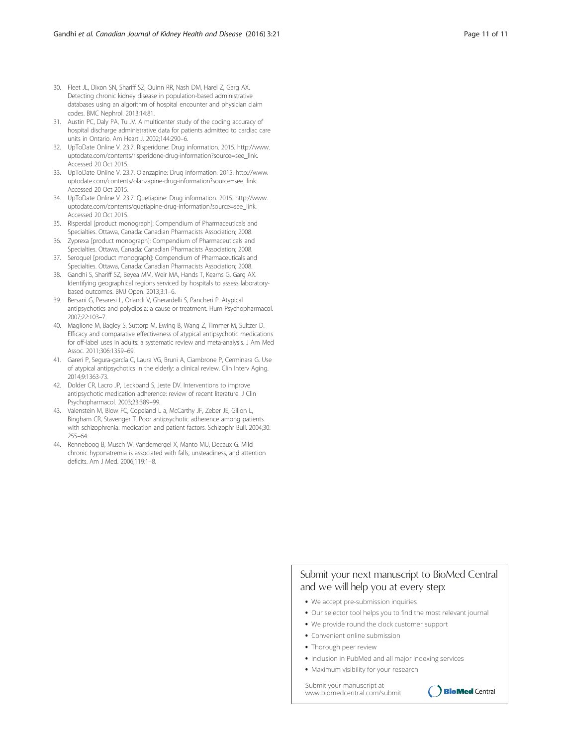30. Fleet JL, Dixon SN, Shariff SZ, Quinn RR, Nash DM, Harel Z, Garg AX. Detecting chronic kidney disease in population-based administrative databases using an algorithm of hospital encounter and physician claim codes. BMC Nephrol. 2013;14:81.
31. Austin PC, Daly PA, Tu JV. A multicenter study of the coding accuracy of hospital discharge administrative data for patients admitted to cardiac care units in Ontario. Am Heart J. 2002;144:290–6.
32. UpToDate Online V. 23.7. Risperidone: Drug information. 2015. http://www.uptodate.com/contents/risperidone-drug-information?source=see_link. Accessed 20 Oct 2015.
33. UpToDate Online V. 23.7. Olanzapine: Drug information. 2015. http://www.uptodate.com/contents/olanzapine-drug-information?source=see_link. Accessed 20 Oct 2015.
34. UpToDate Online V. 23.7. Quetiapine: Drug information. 2015. http://www.uptodate.com/contents/quetiapine-drug-information?source=see_link. Accessed 20 Oct 2015.
35. Risperdal [product monograph]: Compendium of Pharmaceuticals and Specialties. Ottawa, Canada: Canadian Pharmacists Association; 2008.
36. Zyprexa [product monograph]: Compendium of Pharmaceuticals and Specialties. Ottawa, Canada: Canadian Pharmacists Association; 2008.
37. Seroquel [product monograph]: Compendium of Pharmaceuticals and Specialties. Ottawa, Canada: Canadian Pharmacists Association; 2008.
38. Gandhi S, Shariff SZ, Beyea MM, Weir MA, Hands T, Kearns G, Garg AX. Identifying geographical regions serviced by hospitals to assess laboratory-based outcomes. BMJ Open. 2013;3:1–6.
39. Bersani G, Pesaresi L, Orlandi V, Gherardelli S, Pancheri P. Atypical antipsychotics and polydipsia: a cause or treatment. Hum Psychopharmacol. 2007;22:103–7.
40. Maglione M, Bagley S, Suttorp M, Ewing B, Wang Z, Timmer M, Sultzer D. Efficacy and comparative effectiveness of atypical antipsychotic medications for off-label uses in adults: a systematic review and meta-analysis. J Am Med Assoc. 2011;306:1359–69.
41. Gareri P, Segura-garcía C, Laura VG, Bruni A, Ciambrone P, Cerminara G. Use of atypical antipsychotics in the elderly: a clinical review. Clin Interv Aging. 2014;9:1363-73.
42. Dolder CR, Lacro JP, Leckband S, Jeste DV. Interventions to improve antipsychotic medication adherence: review of recent literature. J Clin Psychopharmacol. 2003;23:389–99.
43. Valenstein M, Blow FC, Copeland L a, McCarthy JF, Zeber JE, Gillon L, Bingham CR, Stavenger T. Poor antipsychotic adherence among patients with schizophrenia: medication and patient factors. Schizophr Bull. 2004;30: 255–64.
44. Renneboog B, Musch W, Vandemergel X, Manto MU, Decaux G. Mild chronic hyponatremia is associated with falls, unsteadiness, and attention deficits. Am J Med. 2006;119:1–8.

Submit your next manuscript to BioMed Central and we will help you at every step:

- We accept pre-submission inquiries
- Our selector tool helps you to find the most relevant journal
- We provide round the clock customer support
- Convenient online submission
- Thorough peer review
- Inclusion in PubMed and all major indexing services
- Maximum visibility for your research

Submit your manuscript at www.biomedcentral.com/submit

BioMed Central